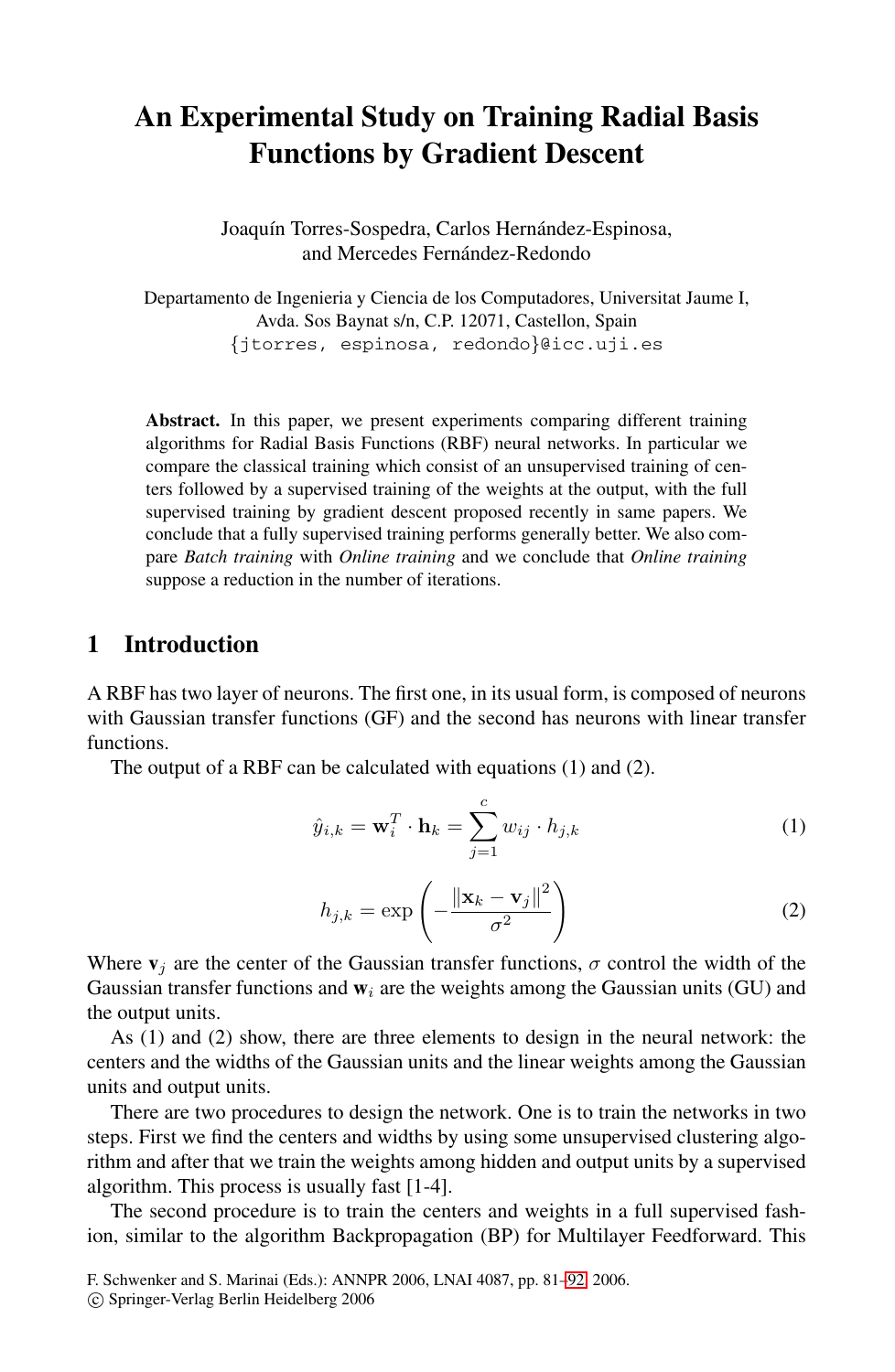# An Experimental Study on Training Radial Basis Functions by Gradient Descent

Joaquín Torres-Sospedra, Carlos Hernández-Espinosa, and Mercedes Fernández-Redondo

Departamento de Ingenieria y Ciencia de los Computadores, Universitat Jaume I, Avda. Sos Baynat s/n, C.P. 12071, Castellon, Spain
{jtorres, espinosa, redondo}@icc.uji.es

**Abstract.** In this paper, we present experiments comparing different training algorithms for Radial Basis Functions (RBF) neural networks. In particular we compare the classical training which consist of an unsupervised training of centers followed by a supervised training of the weights at the output, with the full supervised training by gradient descent proposed recently in same papers. We conclude that a fully supervised training performs generally better. We also compare *Batch training* with *Online training* and we conclude that *Online training* suppose a reduction in the number of iterations.

## 1 Introduction

A RBF has two layer of neurons. The first one, in its usual form, is composed of neurons with Gaussian transfer functions (GF) and the second has neurons with linear transfer functions.

The output of a RBF can be calculated with equations (1) and (2).

$$\hat{y}_{i,k} = \mathbf{w}_i^T \cdot \mathbf{h}_k = \sum_{j=1}^{c} w_{ij} \cdot h_{j,k} \tag{1}$$

$$h_{j,k} = \exp\left(-\frac{\|\mathbf{x}_k - \mathbf{v}_j\|^2}{\sigma^2}\right) \tag{2}$$

Where $\mathbf{v}_j$ are the center of the Gaussian transfer functions, $\sigma$ control the width of the Gaussian transfer functions and $\mathbf{w}_i$ are the weights among the Gaussian units (GU) and the output units.

As (1) and (2) show, there are three elements to design in the neural network: the centers and the widths of the Gaussian units and the linear weights among the Gaussian units and output units.

There are two procedures to design the network. One is to train the networks in two steps. First we find the centers and widths by using some unsupervised clustering algorithm and after that we train the weights among hidden and output units by a supervised algorithm. This process is usually fast [1-4].

The second procedure is to train the centers and weights in a full supervised fashion, similar to the algorithm Backpropagation (BP) for Multilayer Feedforward. This

F. Schwenker and S. Marinai (Eds.): ANNPR 2006, LNAI 4087, pp. 81–92, 2006.
© Springer-Verlag Berlin Heidelberg 2006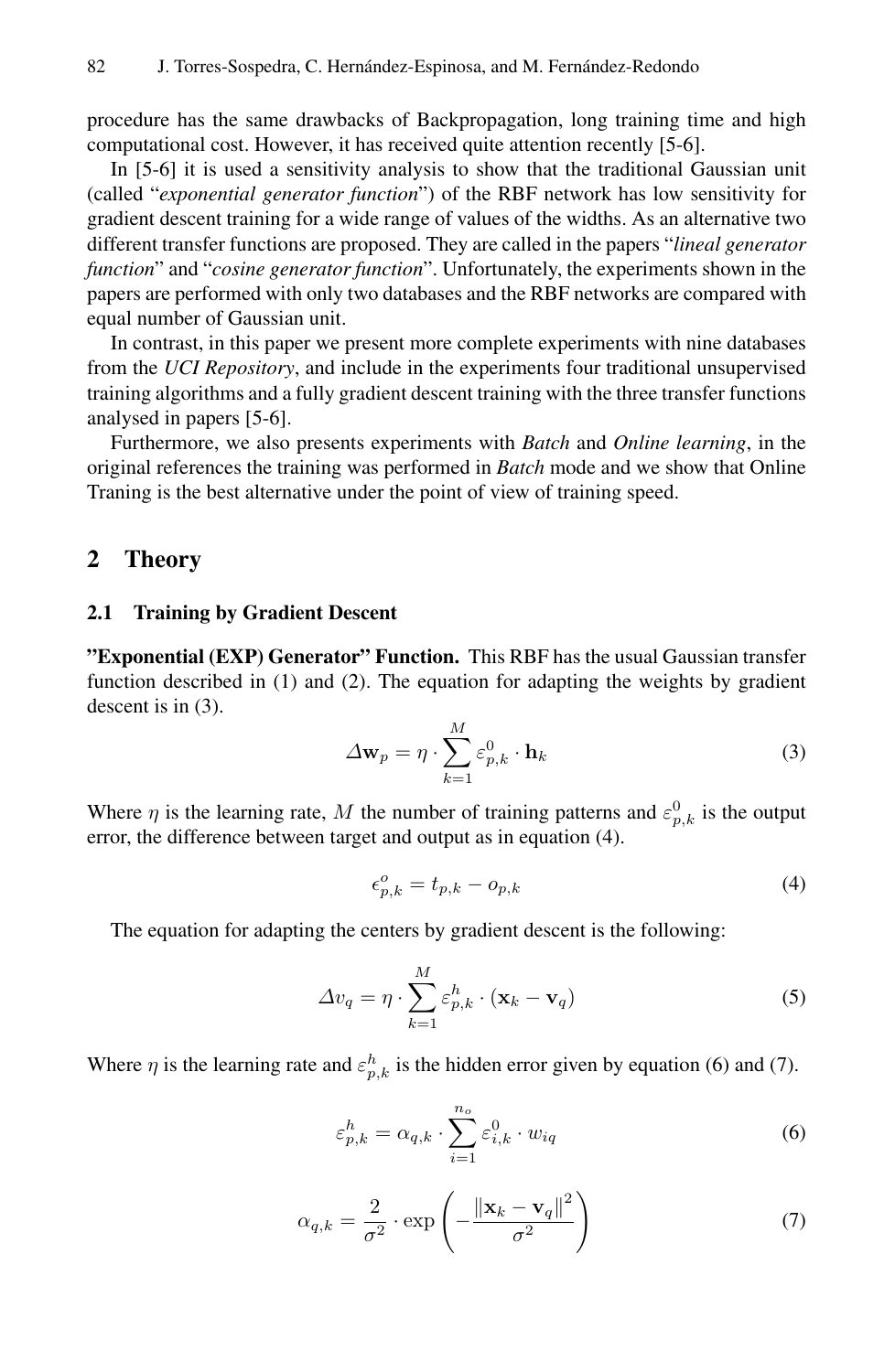procedure has the same drawbacks of Backpropagation, long training time and high computational cost. However, it has received quite attention recently [5-6].

In [5-6] it is used a sensitivity analysis to show that the traditional Gaussian unit (called "*exponential generator function*") of the RBF network has low sensitivity for gradient descent training for a wide range of values of the widths. As an alternative two different transfer functions are proposed. They are called in the papers "*lineal generator function*" and "*cosine generator function*". Unfortunately, the experiments shown in the papers are performed with only two databases and the RBF networks are compared with equal number of Gaussian unit.

In contrast, in this paper we present more complete experiments with nine databases from the *UCI Repository*, and include in the experiments four traditional unsupervised training algorithms and a fully gradient descent training with the three transfer functions analysed in papers [5-6].

Furthermore, we also presents experiments with *Batch* and *Online learning*, in the original references the training was performed in *Batch* mode and we show that Online Traning is the best alternative under the point of view of training speed.

## 2 Theory

### 2.1 Training by Gradient Descent

**"Exponential (EXP) Generator" Function.** This RBF has the usual Gaussian transfer function described in (1) and (2). The equation for adapting the weights by gradient descent is in (3).

$$\Delta \mathbf{w}_p = \eta \cdot \sum_{k=1}^{M} \varepsilon_{p,k}^{0} \cdot \mathbf{h}_k \tag{3}$$

Where $\eta$ is the learning rate, $M$ the number of training patterns and $\varepsilon_{p,k}^{0}$ is the output error, the difference between target and output as in equation (4).

$$\epsilon_{p,k}^{o} = t_{p,k} - o_{p,k} \tag{4}$$

The equation for adapting the centers by gradient descent is the following:

$$\Delta v_q = \eta \cdot \sum_{k=1}^{M} \varepsilon_{p,k}^{h} \cdot (\mathbf{x}_k - \mathbf{v}_q) \tag{5}$$

Where $\eta$ is the learning rate and $\varepsilon_{p,k}^{h}$ is the hidden error given by equation (6) and (7).

$$\varepsilon_{p,k}^{h} = \alpha_{q,k} \cdot \sum_{i=1}^{n_o} \varepsilon_{i,k}^{0} \cdot w_{iq} \tag{6}$$

$$\alpha_{q,k} = \frac{2}{\sigma^2} \cdot \exp\left( - \frac{\left\| \mathbf{x}_k - \mathbf{v}_q \right\|^2}{\sigma^2} \right) \tag{7}$$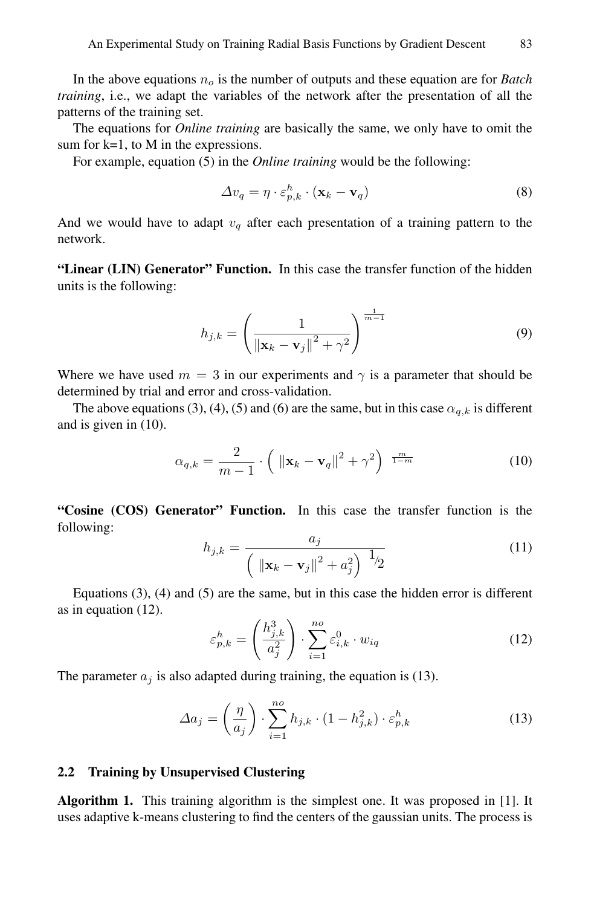In the above equations $n_o$ is the number of outputs and these equation are for *Batch training*, i.e., we adapt the variables of the network after the presentation of all the patterns of the training set.

The equations for *Online training* are basically the same, we only have to omit the sum for k=1, to M in the expressions.

For example, equation (5) in the *Online training* would be the following:

$$\Delta v_q = \eta \cdot \varepsilon^h_{p,k} \cdot (\mathbf{x}_k - \mathbf{v}_q) \tag{8}$$

And we would have to adapt $v_q$ after each presentation of a training pattern to the network.

**"Linear (LIN) Generator" Function.** In this case the transfer function of the hidden units is the following:

$$h_{j,k} = \left( \frac{1}{\left\| \mathbf{x}_k - \mathbf{v}_j \right\|^2 + \gamma^2} \right)^{\frac{1}{m-1}} \tag{9}$$

Where we have used $m = 3$ in our experiments and $\gamma$ is a parameter that should be determined by trial and error and cross-validation.

The above equations (3), (4), (5) and (6) are the same, but in this case $\alpha_{q,k}$ is different and is given in (10).

$$\alpha_{q,k} = \frac{2}{m-1} \cdot \left( \left\| \mathbf{x}_k - \mathbf{v}_q \right\|^2 + \gamma^2 \right)^{\frac{m}{1-m}} \tag{10}$$

**"Cosine (COS) Generator" Function.** In this case the transfer function is the following:

$$h_{j,k} = \frac{a_j}{\left( \left\| \mathbf{x}_k - \mathbf{v}_j \right\|^2 + a_j^2 \right)^{1/2}} \tag{11}$$

Equations (3), (4) and (5) are the same, but in this case the hidden error is different as in equation (12).

$$\varepsilon^h_{p,k} = \left( \frac{h^3_{j,k}}{a_j^2} \right) \cdot \sum_{i=1}^{no} \varepsilon^0_{i,k} \cdot w_{iq} \tag{12}$$

The parameter $a_j$ is also adapted during training, the equation is (13).

$$\Delta a_j = \left( \frac{\eta}{a_j} \right) \cdot \sum_{i=1}^{no} h_{j,k} \cdot (1 - h^2_{j,k}) \cdot \varepsilon^h_{p,k} \tag{13}$$

### 2.2 Training by Unsupervised Clustering

**Algorithm 1.** This training algorithm is the simplest one. It was proposed in [1]. It uses adaptive k-means clustering to find the centers of the gaussian units. The process is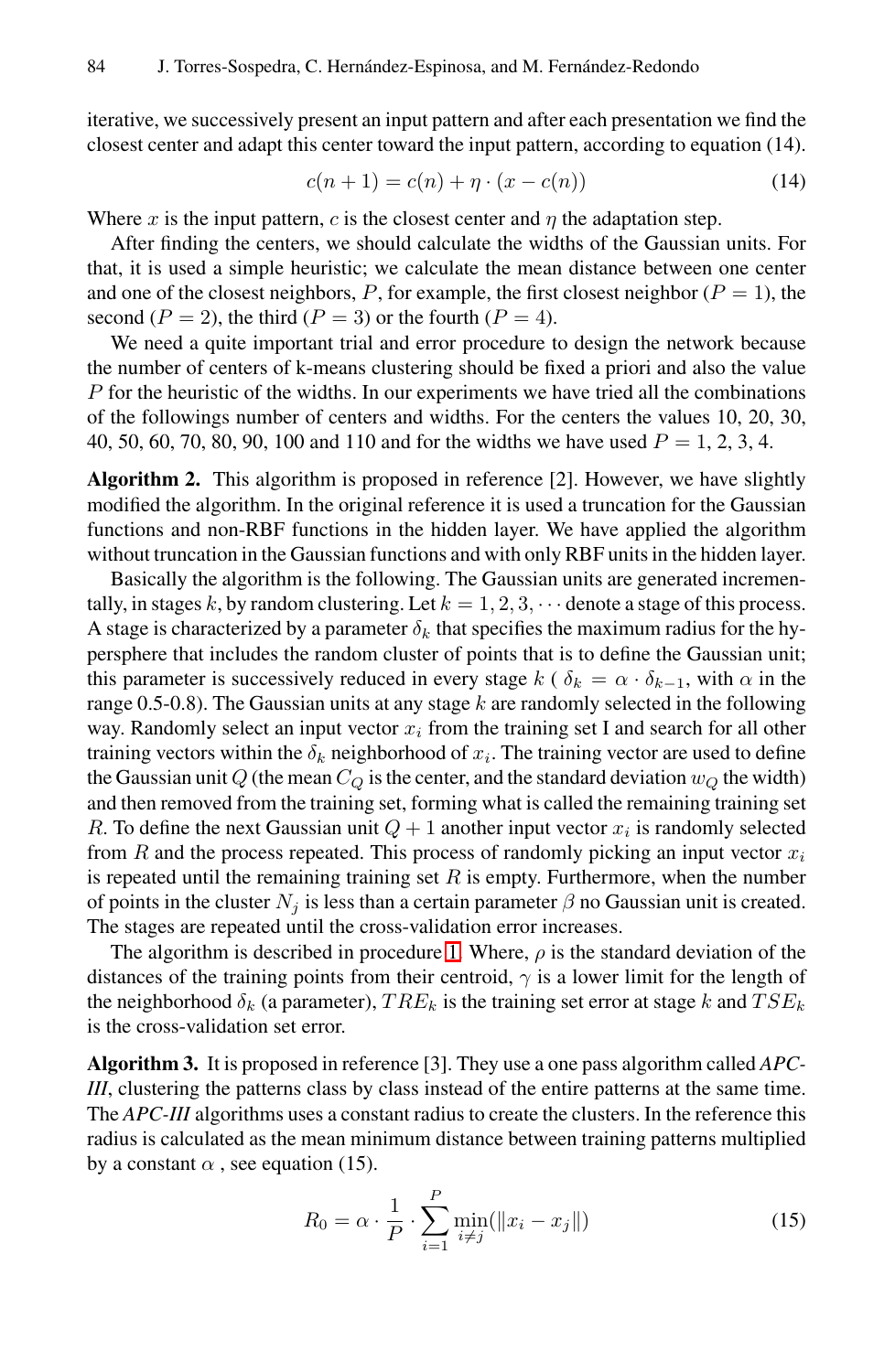iterative, we successively present an input pattern and after each presentation we find the closest center and adapt this center toward the input pattern, according to equation (14).

$$c(n+1) = c(n) + \eta \cdot (x - c(n)) \tag{14}$$

Where $x$ is the input pattern, $c$ is the closest center and $\eta$ the adaptation step.

After finding the centers, we should calculate the widths of the Gaussian units. For that, it is used a simple heuristic; we calculate the mean distance between one center and one of the closest neighbors, $P$, for example, the first closest neighbor ($P = 1$), the second ($P = 2$), the third ($P = 3$) or the fourth ($P = 4$).

We need a quite important trial and error procedure to design the network because the number of centers of k-means clustering should be fixed a priori and also the value $P$ for the heuristic of the widths. In our experiments we have tried all the combinations of the followings number of centers and widths. For the centers the values 10, 20, 30, 40, 50, 60, 70, 80, 90, 100 and 110 and for the widths we have used $P = 1, 2, 3, 4$.

**Algorithm 2.** This algorithm is proposed in reference [2]. However, we have slightly modified the algorithm. In the original reference it is used a truncation for the Gaussian functions and non-RBF functions in the hidden layer. We have applied the algorithm without truncation in the Gaussian functions and with only RBF units in the hidden layer.

Basically the algorithm is the following. The Gaussian units are generated incrementally, in stages $k$, by random clustering. Let $k = 1, 2, 3, \cdots$ denote a stage of this process. A stage is characterized by a parameter $\delta_k$ that specifies the maximum radius for the hypersphere that includes the random cluster of points that is to define the Gaussian unit; this parameter is successively reduced in every stage $k$ ( $\delta_k = \alpha \cdot \delta_{k-1}$, with $\alpha$ in the range 0.5-0.8). The Gaussian units at any stage $k$ are randomly selected in the following way. Randomly select an input vector $x_i$ from the training set I and search for all other training vectors within the $\delta_k$ neighborhood of $x_i$. The training vector are used to define the Gaussian unit $Q$ (the mean $C_Q$ is the center, and the standard deviation $w_Q$ the width) and then removed from the training set, forming what is called the remaining training set $R$. To define the next Gaussian unit $Q + 1$ another input vector $x_i$ is randomly selected from $R$ and the process repeated. This process of randomly picking an input vector $x_i$ is repeated until the remaining training set $R$ is empty. Furthermore, when the number of points in the cluster $N_j$ is less than a certain parameter $\beta$ no Gaussian unit is created. The stages are repeated until the cross-validation error increases.

The algorithm is described in procedure 1. Where, $\rho$ is the standard deviation of the distances of the training points from their centroid, $\gamma$ is a lower limit for the length of the neighborhood $\delta_k$ (a parameter), $TRE_k$ is the training set error at stage $k$ and $TSE_k$ is the cross-validation set error.

**Algorithm 3.** It is proposed in reference [3]. They use a one pass algorithm called *APC-III*, clustering the patterns class by class instead of the entire patterns at the same time. The *APC-III* algorithms uses a constant radius to create the clusters. In the reference this radius is calculated as the mean minimum distance between training patterns multiplied by a constant $\alpha$ , see equation (15).

$$R_0 = \alpha \cdot \frac{1}{P} \cdot \sum_{i=1}^{P} \min_{i \neq j}(\|x_i - x_j\|) \tag{15}$$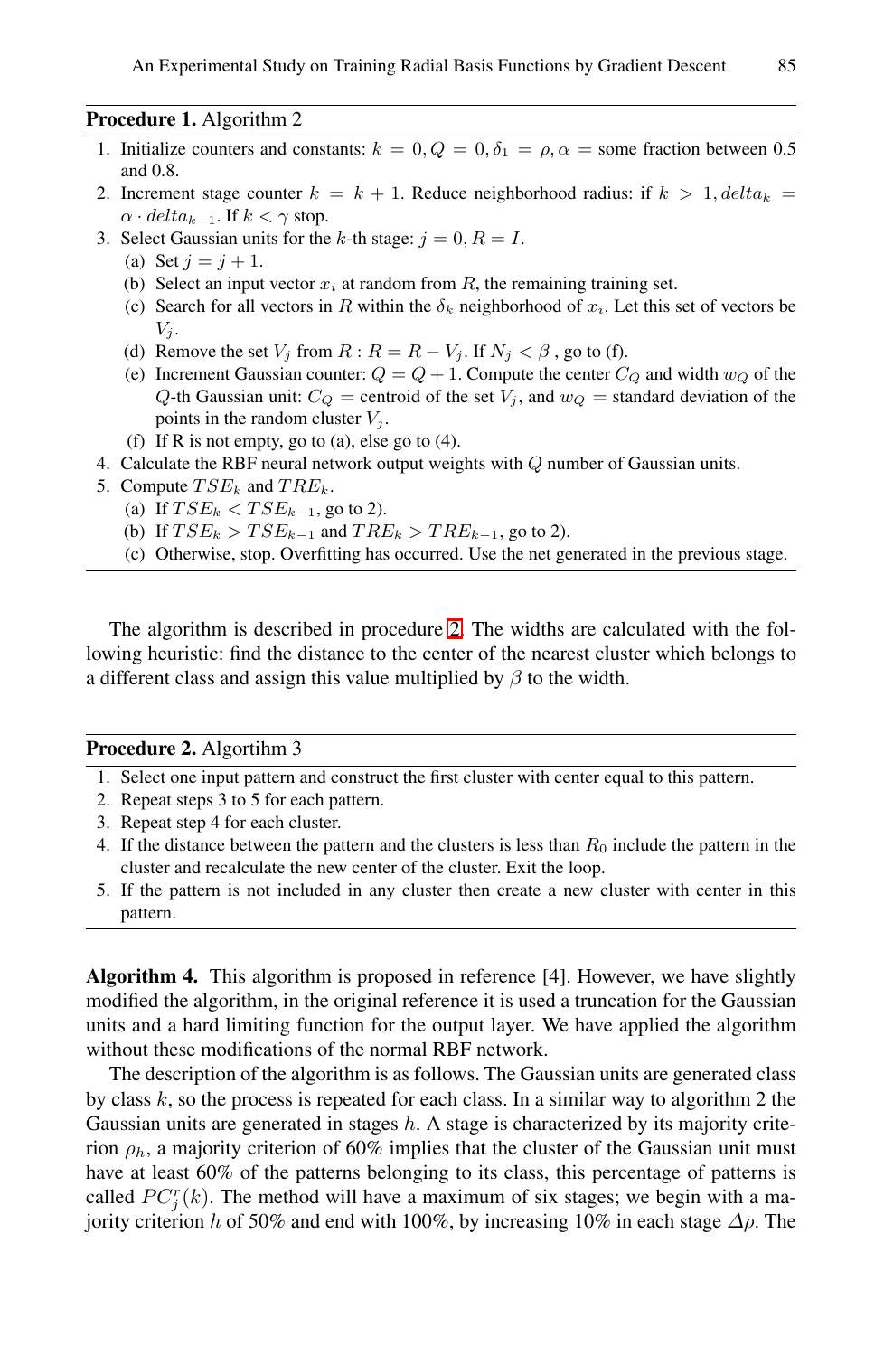**Procedure 1.** Algorithm 2

1. Initialize counters and constants: $k = 0, Q = 0, \delta_1 = \rho, \alpha =$ some fraction between 0.5 and 0.8.
2. Increment stage counter $k = k + 1$. Reduce neighborhood radius: if $k > 1, delta_k = \alpha \cdot delta_{k-1}$. If $k < \gamma$ stop.
3. Select Gaussian units for the $k$-th stage: $j = 0, R = I$.
   (a) Set $j = j + 1$.
   (b) Select an input vector $x_i$ at random from $R$, the remaining training set.
   (c) Search for all vectors in $R$ within the $\delta_k$ neighborhood of $x_i$. Let this set of vectors be $V_j$.
   (d) Remove the set $V_j$ from $R : R = R - V_j$. If $N_j < \beta$ , go to (f).
   (e) Increment Gaussian counter: $Q = Q + 1$. Compute the center $C_Q$ and width $w_Q$ of the $Q$-th Gaussian unit: $C_Q =$ centroid of the set $V_j$, and $w_Q =$ standard deviation of the points in the random cluster $V_j$.
   (f) If R is not empty, go to (a), else go to (4).
4. Calculate the RBF neural network output weights with $Q$ number of Gaussian units.
5. Compute $TSE_k$ and $TRE_k$.
   (a) If $TSE_k < TSE_{k-1}$, go to 2).
   (b) If $TSE_k > TSE_{k-1}$ and $TRE_k > TRE_{k-1}$, go to 2).
   (c) Otherwise, stop. Overfitting has occurred. Use the net generated in the previous stage.

The algorithm is described in procedure 2. The widths are calculated with the following heuristic: find the distance to the center of the nearest cluster which belongs to a different class and assign this value multiplied by $\beta$ to the width.

**Procedure 2.** Algortihm 3

1. Select one input pattern and construct the first cluster with center equal to this pattern.
2. Repeat steps 3 to 5 for each pattern.
3. Repeat step 4 for each cluster.
4. If the distance between the pattern and the clusters is less than $R_0$ include the pattern in the cluster and recalculate the new center of the cluster. Exit the loop.
5. If the pattern is not included in any cluster then create a new cluster with center in this pattern.

**Algorithm 4.** This algorithm is proposed in reference [4]. However, we have slightly modified the algorithm, in the original reference it is used a truncation for the Gaussian units and a hard limiting function for the output layer. We have applied the algorithm without these modifications of the normal RBF network.

The description of the algorithm is as follows. The Gaussian units are generated class by class $k$, so the process is repeated for each class. In a similar way to algorithm 2 the Gaussian units are generated in stages $h$. A stage is characterized by its majority criterion $\rho_h$, a majority criterion of 60% implies that the cluster of the Gaussian unit must have at least 60% of the patterns belonging to its class, this percentage of patterns is called $PC_j^r(k)$. The method will have a maximum of six stages; we begin with a majority criterion $h$ of 50% and end with 100%, by increasing 10% in each stage $\Delta\rho$. The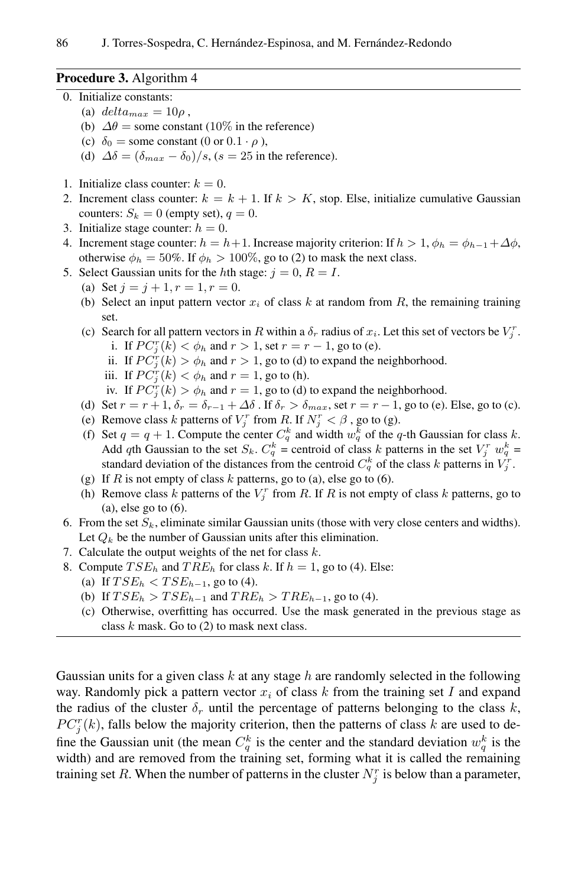**Procedure 3.** Algorithm 4

0. Initialize constants:
   (a) $delta_{max} = 10\rho$ ,
   (b) $\Delta\theta$ = some constant (10% in the reference)
   (c) $\delta_0$ = some constant (0 or $0.1 \cdot \rho$ ),
   (d) $\Delta\delta = (\delta_{max} - \delta_0)/s$, ($s = 25$ in the reference).

1. Initialize class counter: $k = 0$.
2. Increment class counter: $k = k + 1$. If $k > K$, stop. Else, initialize cumulative Gaussian counters: $S_k = 0$ (empty set), $q = 0$.
3. Initialize stage counter: $h = 0$.
4. Increment stage counter: $h = h+1$. Increase majority criterion: If $h > 1$, $\phi_h = \phi_{h-1} + \Delta\phi$, otherwise $\phi_h = 50\%$. If $\phi_h > 100\%$, go to (2) to mask the next class.
5. Select Gaussian units for the $h$th stage: $j = 0$, $R = I$.
   (a) Set $j = j + 1, r = 1, r = 0$.
   (b) Select an input pattern vector $x_i$ of class $k$ at random from $R$, the remaining training set.
   (c) Search for all pattern vectors in $R$ within a $\delta_r$ radius of $x_i$. Let this set of vectors be $V_j^r$.
      i. If $PC_j^r(k) < \phi_h$ and $r > 1$, set $r = r - 1$, go to (e).
      ii. If $PC_j^r(k) > \phi_h$ and $r > 1$, go to (d) to expand the neighborhood.
      iii. If $PC_j^r(k) < \phi_h$ and $r = 1$, go to (h).
      iv. If $PC_j^r(k) > \phi_h$ and $r = 1$, go to (d) to expand the neighborhood.
   (d) Set $r = r + 1$, $\delta_r = \delta_{r-1} + \Delta\delta$ . If $\delta_r > \delta_{max}$, set $r = r - 1$, go to (e). Else, go to (c).
   (e) Remove class $k$ patterns of $V_j^r$ from $R$. If $N_j^r < \beta$ , go to (g).
   (f) Set $q = q + 1$. Compute the center $C_q^k$ and width $w_q^k$ of the $q$-th Gaussian for class $k$. Add $q$th Gaussian to the set $S_k$. $C_q^k$ = centroid of class $k$ patterns in the set $V_j^r$ $w_q^k$ = standard deviation of the distances from the centroid $C_q^k$ of the class $k$ patterns in $V_j^r$.
   (g) If $R$ is not empty of class $k$ patterns, go to (a), else go to (6).
   (h) Remove class $k$ patterns of the $V_j^r$ from $R$. If $R$ is not empty of class $k$ patterns, go to (a), else go to (6).
6. From the set $S_k$, eliminate similar Gaussian units (those with very close centers and widths). Let $Q_k$ be the number of Gaussian units after this elimination.
7. Calculate the output weights of the net for class $k$.
8. Compute $TSE_h$ and $TRE_h$ for class $k$. If $h = 1$, go to (4). Else:
   (a) If $TSE_h < TSE_{h-1}$, go to (4).
   (b) If $TSE_h > TSE_{h-1}$ and $TRE_h > TRE_{h-1}$, go to (4).
   (c) Otherwise, overfitting has occurred. Use the mask generated in the previous stage as class $k$ mask. Go to (2) to mask next class.

Gaussian units for a given class $k$ at any stage $h$ are randomly selected in the following way. Randomly pick a pattern vector $x_i$ of class $k$ from the training set $I$ and expand the radius of the cluster $\delta_r$ until the percentage of patterns belonging to the class $k$, $PC_j^r(k)$, falls below the majority criterion, then the patterns of class $k$ are used to define the Gaussian unit (the mean $C_q^k$ is the center and the standard deviation $w_q^k$ is the width) and are removed from the training set, forming what it is called the remaining training set $R$. When the number of patterns in the cluster $N_j^r$ is below than a parameter,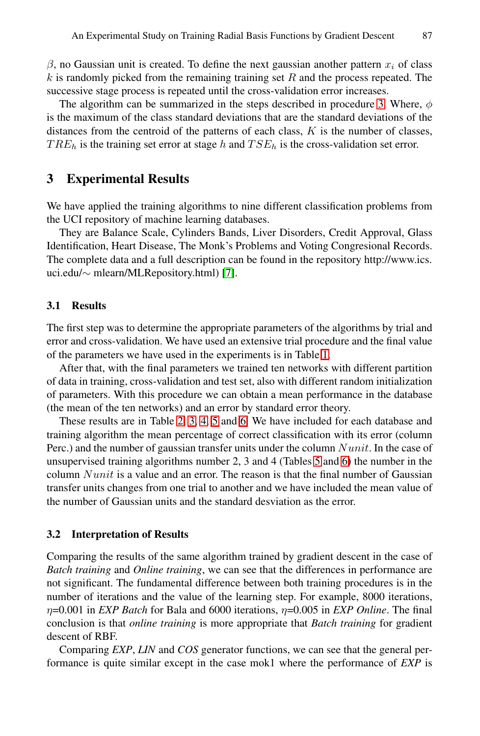$\beta$, no Gaussian unit is created. To define the next gaussian another pattern $x_i$ of class $k$ is randomly picked from the remaining training set $R$ and the process repeated. The successive stage process is repeated until the cross-validation error increases.

The algorithm can be summarized in the steps described in procedure 3. Where, $\phi$ is the maximum of the class standard deviations that are the standard deviations of the distances from the centroid of the patterns of each class, $K$ is the number of classes, $TRE_h$ is the training set error at stage $h$ and $TSE_h$ is the cross-validation set error.

## 3 Experimental Results

We have applied the training algorithms to nine different classification problems from the UCI repository of machine learning databases.

They are Balance Scale, Cylinders Bands, Liver Disorders, Credit Approval, Glass Identification, Heart Disease, The Monk's Problems and Voting Congresional Records. The complete data and a full description can be found in the repository http://www.ics.uci.edu/∼ mlearn/MLRepository.html) [7].

### 3.1 Results

The first step was to determine the appropriate parameters of the algorithms by trial and error and cross-validation. We have used an extensive trial procedure and the final value of the parameters we have used in the experiments is in Table 1.

After that, with the final parameters we trained ten networks with different partition of data in training, cross-validation and test set, also with different random initialization of parameters. With this procedure we can obtain a mean performance in the database (the mean of the ten networks) and an error by standard error theory.

These results are in Table 2, 3, 4, 5 and 6. We have included for each database and training algorithm the mean percentage of correct classification with its error (column Perc.) and the number of gaussian transfer units under the column $Nunit$. In the case of unsupervised training algorithms number 2, 3 and 4 (Tables 5 and 6) the number in the column $Nunit$ is a value and an error. The reason is that the final number of Gaussian transfer units changes from one trial to another and we have included the mean value of the number of Gaussian units and the standard desviation as the error.

### 3.2 Interpretation of Results

Comparing the results of the same algorithm trained by gradient descent in the case of *Batch training* and *Online training*, we can see that the differences in performance are not significant. The fundamental difference between both training procedures is in the number of iterations and the value of the learning step. For example, 8000 iterations, $\eta$=0.001 in *EXP Batch* for Bala and 6000 iterations, $\eta$=0.005 in *EXP Online*. The final conclusion is that *online training* is more appropriate that *Batch training* for gradient descent of RBF.

Comparing *EXP*, *LIN* and *COS* generator functions, we can see that the general performance is quite similar except in the case mok1 where the performance of *EXP* is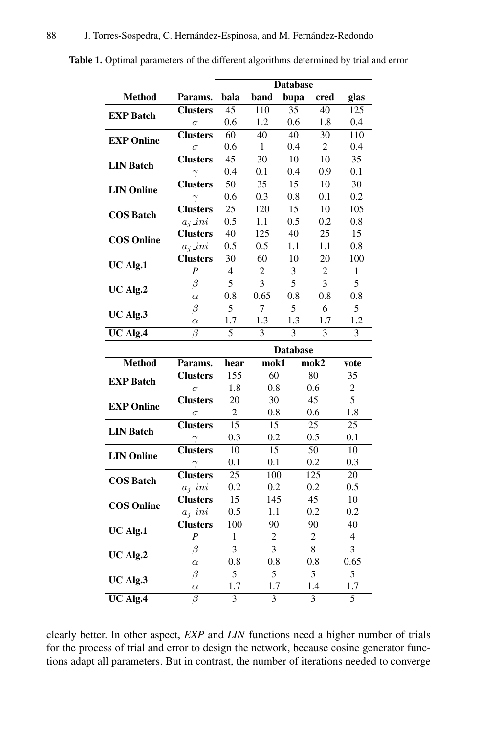**Table 1.** Optimal parameters of the different algorithms determined by trial and error

| Method | Params. | Database: bala | band | bupa | cred | glas |
|---|---|---|---|---|---|---|
| **EXP Batch** | **Clusters** | 45 | 110 | 35 | 40 | 125 |
| | $\sigma$ | 0.6 | 1.2 | 0.6 | 1.8 | 0.4 |
| **EXP Online** | **Clusters** | 60 | 40 | 40 | 30 | 110 |
| | $\sigma$ | 0.6 | 1 | 0.4 | 2 | 0.4 |
| **LIN Batch** | **Clusters** | 45 | 30 | 10 | 10 | 35 |
| | $\gamma$ | 0.4 | 0.1 | 0.4 | 0.9 | 0.1 |
| **LIN Online** | **Clusters** | 50 | 35 | 15 | 10 | 30 |
| | $\gamma$ | 0.6 | 0.3 | 0.8 | 0.1 | 0.2 |
| **COS Batch** | **Clusters** | 25 | 120 | 15 | 10 | 105 |
| | $a_j\_ini$ | 0.5 | 1.1 | 0.5 | 0.2 | 0.8 |
| **COS Online** | **Clusters** | 40 | 125 | 40 | 25 | 15 |
| | $a_j\_ini$ | 0.5 | 0.5 | 1.1 | 1.1 | 0.8 |
| **UC Alg.1** | **Clusters** | 30 | 60 | 10 | 20 | 100 |
| | *P* | 4 | 2 | 3 | 2 | 1 |
| **UC Alg.2** | $\beta$ | 5 | 3 | 5 | 3 | 5 |
| | $\alpha$ | 0.8 | 0.65 | 0.8 | 0.8 | 0.8 |
| **UC Alg.3** | $\beta$ | 5 | 7 | 5 | 6 | 5 |
| | $\alpha$ | 1.7 | 1.3 | 1.3 | 1.7 | 1.2 |
| **UC Alg.4** | $\beta$ | 5 | 3 | 3 | 3 | 3 |

| Method | Params. | Database: hear | mok1 | mok2 | vote |
|---|---|---|---|---|---|
| **EXP Batch** | **Clusters** | 155 | 60 | 80 | 35 |
| | $\sigma$ | 1.8 | 0.8 | 0.6 | 2 |
| **EXP Online** | **Clusters** | 20 | 30 | 45 | 5 |
| | $\sigma$ | 2 | 0.8 | 0.6 | 1.8 |
| **LIN Batch** | **Clusters** | 15 | 15 | 25 | 25 |
| | $\gamma$ | 0.3 | 0.2 | 0.5 | 0.1 |
| **LIN Online** | **Clusters** | 10 | 15 | 50 | 10 |
| | $\gamma$ | 0.1 | 0.1 | 0.2 | 0.3 |
| **COS Batch** | **Clusters** | 25 | 100 | 125 | 20 |
| | $a_j\_ini$ | 0.2 | 0.2 | 0.2 | 0.5 |
| **COS Online** | **Clusters** | 15 | 145 | 45 | 10 |
| | $a_j\_ini$ | 0.5 | 1.1 | 0.2 | 0.2 |
| **UC Alg.1** | **Clusters** | 100 | 90 | 90 | 40 |
| | *P* | 1 | 2 | 2 | 4 |
| **UC Alg.2** | $\beta$ | 3 | 3 | 8 | 3 |
| | $\alpha$ | 0.8 | 0.8 | 0.8 | 0.65 |
| **UC Alg.3** | $\beta$ | 5 | 5 | 5 | 5 |
| | $\alpha$ | 1.7 | 1.7 | 1.4 | 1.7 |
| **UC Alg.4** | $\beta$ | 3 | 3 | 3 | 5 |

clearly better. In other aspect, *EXP* and *LIN* functions need a higher number of trials for the process of trial and error to design the network, because cosine generator functions adapt all parameters. But in contrast, the number of iterations needed to converge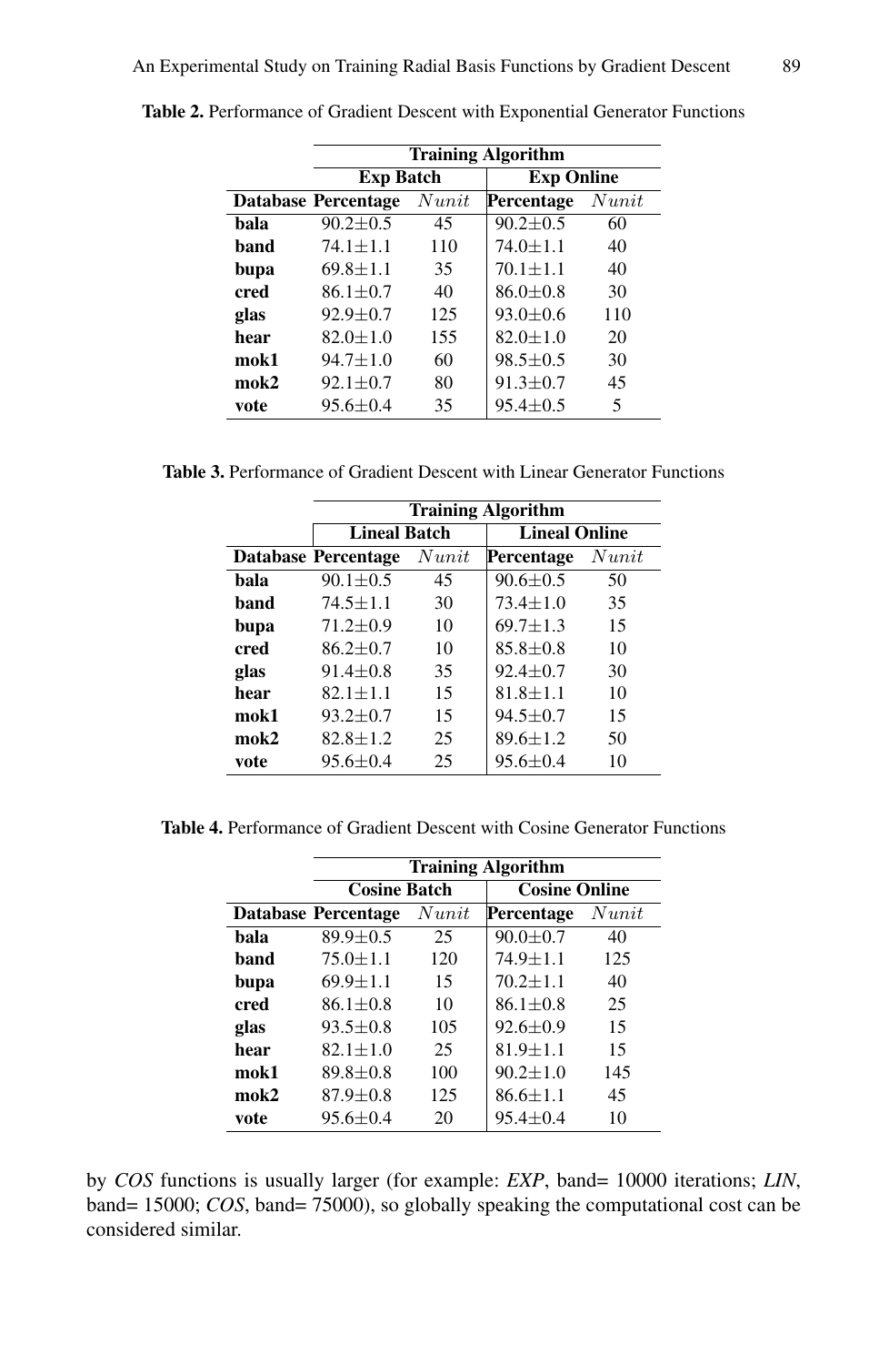**Table 2.** Performance of Gradient Descent with Exponential Generator Functions

| | Training Algorithm | | | |
|---|---|---|---|---|
| | Exp Batch | | Exp Online | |
| **Database** | **Percentage** | $Nunit$ | **Percentage** | $Nunit$ |
| **bala** | 90.2±0.5 | 45 | 90.2±0.5 | 60 |
| **band** | 74.1±1.1 | 110 | 74.0±1.1 | 40 |
| **bupa** | 69.8±1.1 | 35 | 70.1±1.1 | 40 |
| **cred** | 86.1±0.7 | 40 | 86.0±0.8 | 30 |
| **glas** | 92.9±0.7 | 125 | 93.0±0.6 | 110 |
| **hear** | 82.0±1.0 | 155 | 82.0±1.0 | 20 |
| **mok1** | 94.7±1.0 | 60 | 98.5±0.5 | 30 |
| **mok2** | 92.1±0.7 | 80 | 91.3±0.7 | 45 |
| **vote** | 95.6±0.4 | 35 | 95.4±0.5 | 5 |

**Table 3.** Performance of Gradient Descent with Linear Generator Functions

| | Training Algorithm | | | |
|---|---|---|---|---|
| | Lineal Batch | | Lineal Online | |
| **Database** | **Percentage** | $Nunit$ | **Percentage** | $Nunit$ |
| **bala** | 90.1±0.5 | 45 | 90.6±0.5 | 50 |
| **band** | 74.5±1.1 | 30 | 73.4±1.0 | 35 |
| **bupa** | 71.2±0.9 | 10 | 69.7±1.3 | 15 |
| **cred** | 86.2±0.7 | 10 | 85.8±0.8 | 10 |
| **glas** | 91.4±0.8 | 35 | 92.4±0.7 | 30 |
| **hear** | 82.1±1.1 | 15 | 81.8±1.1 | 10 |
| **mok1** | 93.2±0.7 | 15 | 94.5±0.7 | 15 |
| **mok2** | 82.8±1.2 | 25 | 89.6±1.2 | 50 |
| **vote** | 95.6±0.4 | 25 | 95.6±0.4 | 10 |

**Table 4.** Performance of Gradient Descent with Cosine Generator Functions

| | Training Algorithm | | | |
|---|---|---|---|---|
| | Cosine Batch | | Cosine Online | |
| **Database** | **Percentage** | $Nunit$ | **Percentage** | $Nunit$ |
| **bala** | 89.9±0.5 | 25 | 90.0±0.7 | 40 |
| **band** | 75.0±1.1 | 120 | 74.9±1.1 | 125 |
| **bupa** | 69.9±1.1 | 15 | 70.2±1.1 | 40 |
| **cred** | 86.1±0.8 | 10 | 86.1±0.8 | 25 |
| **glas** | 93.5±0.8 | 105 | 92.6±0.9 | 15 |
| **hear** | 82.1±1.0 | 25 | 81.9±1.1 | 15 |
| **mok1** | 89.8±0.8 | 100 | 90.2±1.0 | 145 |
| **mok2** | 87.9±0.8 | 125 | 86.6±1.1 | 45 |
| **vote** | 95.6±0.4 | 20 | 95.4±0.4 | 10 |

by *COS* functions is usually larger (for example: *EXP*, band= 10000 iterations; *LIN*, band= 15000; *COS*, band= 75000), so globally speaking the computational cost can be considered similar.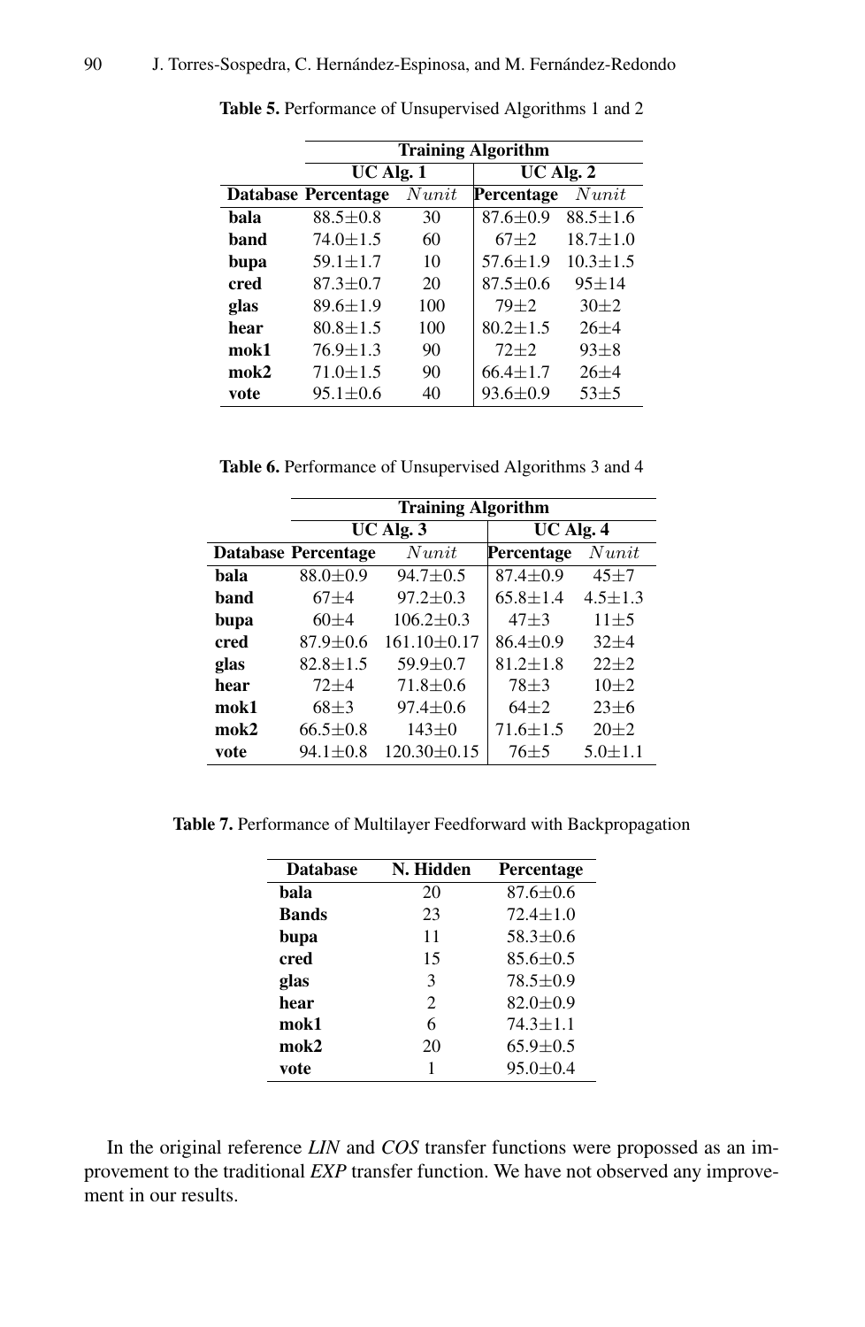**Table 5.** Performance of Unsupervised Algorithms 1 and 2

| | Training Algorithm | | | |
|---|---|---|---|---|
| | UC Alg. 1 | | UC Alg. 2 | |
| **Database** | **Percentage** | $Nunit$ | **Percentage** | $Nunit$ |
| **bala** | 88.5±0.8 | 30 | 87.6±0.9 | 88.5±1.6 |
| **band** | 74.0±1.5 | 60 | 67±2 | 18.7±1.0 |
| **bupa** | 59.1±1.7 | 10 | 57.6±1.9 | 10.3±1.5 |
| **cred** | 87.3±0.7 | 20 | 87.5±0.6 | 95±14 |
| **glas** | 89.6±1.9 | 100 | 79±2 | 30±2 |
| **hear** | 80.8±1.5 | 100 | 80.2±1.5 | 26±4 |
| **mok1** | 76.9±1.3 | 90 | 72±2 | 93±8 |
| **mok2** | 71.0±1.5 | 90 | 66.4±1.7 | 26±4 |
| **vote** | 95.1±0.6 | 40 | 93.6±0.9 | 53±5 |

**Table 6.** Performance of Unsupervised Algorithms 3 and 4

| | Training Algorithm | | | |
|---|---|---|---|---|
| | UC Alg. 3 | | UC Alg. 4 | |
| **Database** | **Percentage** | $Nunit$ | **Percentage** | $Nunit$ |
| **bala** | 88.0±0.9 | 94.7±0.5 | 87.4±0.9 | 45±7 |
| **band** | 67±4 | 97.2±0.3 | 65.8±1.4 | 4.5±1.3 |
| **bupa** | 60±4 | 106.2±0.3 | 47±3 | 11±5 |
| **cred** | 87.9±0.6 | 161.10±0.17 | 86.4±0.9 | 32±4 |
| **glas** | 82.8±1.5 | 59.9±0.7 | 81.2±1.8 | 22±2 |
| **hear** | 72±4 | 71.8±0.6 | 78±3 | 10±2 |
| **mok1** | 68±3 | 97.4±0.6 | 64±2 | 23±6 |
| **mok2** | 66.5±0.8 | 143±0 | 71.6±1.5 | 20±2 |
| **vote** | 94.1±0.8 | 120.30±0.15 | 76±5 | 5.0±1.1 |

**Table 7.** Performance of Multilayer Feedforward with Backpropagation

| Database | N. Hidden | Percentage |
|---|---|---|
| **bala** | 20 | 87.6±0.6 |
| **Bands** | 23 | 72.4±1.0 |
| **bupa** | 11 | 58.3±0.6 |
| **cred** | 15 | 85.6±0.5 |
| **glas** | 3 | 78.5±0.9 |
| **hear** | 2 | 82.0±0.9 |
| **mok1** | 6 | 74.3±1.1 |
| **mok2** | 20 | 65.9±0.5 |
| **vote** | 1 | 95.0±0.4 |

In the original reference *LIN* and *COS* transfer functions were propossed as an improvement to the traditional *EXP* transfer function. We have not observed any improvement in our results.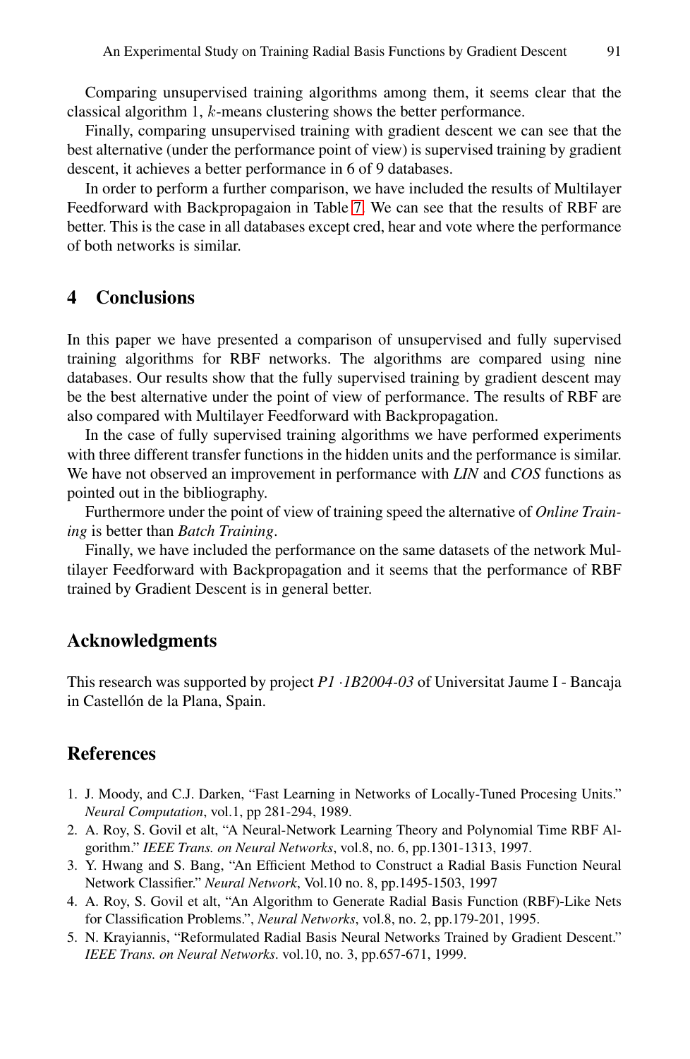Comparing unsupervised training algorithms among them, it seems clear that the classical algorithm 1, $k$-means clustering shows the better performance.

Finally, comparing unsupervised training with gradient descent we can see that the best alternative (under the performance point of view) is supervised training by gradient descent, it achieves a better performance in 6 of 9 databases.

In order to perform a further comparison, we have included the results of Multilayer Feedforward with Backpropagaion in Table 7. We can see that the results of RBF are better. This is the case in all databases except cred, hear and vote where the performance of both networks is similar.

## 4 Conclusions

In this paper we have presented a comparison of unsupervised and fully supervised training algorithms for RBF networks. The algorithms are compared using nine databases. Our results show that the fully supervised training by gradient descent may be the best alternative under the point of view of performance. The results of RBF are also compared with Multilayer Feedforward with Backpropagation.

In the case of fully supervised training algorithms we have performed experiments with three different transfer functions in the hidden units and the performance is similar. We have not observed an improvement in performance with *LIN* and *COS* functions as pointed out in the bibliography.

Furthermore under the point of view of training speed the alternative of *Online Training* is better than *Batch Training*.

Finally, we have included the performance on the same datasets of the network Multilayer Feedforward with Backpropagation and it seems that the performance of RBF trained by Gradient Descent is in general better.

## Acknowledgments

This research was supported by project *P1 ·1B2004-03* of Universitat Jaume I - Bancaja in Castellón de la Plana, Spain.

## References

1. J. Moody, and C.J. Darken, "Fast Learning in Networks of Locally-Tuned Procesing Units." *Neural Computation*, vol.1, pp 281-294, 1989.
2. A. Roy, S. Govil et alt, "A Neural-Network Learning Theory and Polynomial Time RBF Algorithm." *IEEE Trans. on Neural Networks*, vol.8, no. 6, pp.1301-1313, 1997.
3. Y. Hwang and S. Bang, "An Efficient Method to Construct a Radial Basis Function Neural Network Classifier." *Neural Network*, Vol.10 no. 8, pp.1495-1503, 1997
4. A. Roy, S. Govil et alt, "An Algorithm to Generate Radial Basis Function (RBF)-Like Nets for Classification Problems.", *Neural Networks*, vol.8, no. 2, pp.179-201, 1995.
5. N. Krayiannis, "Reformulated Radial Basis Neural Networks Trained by Gradient Descent." *IEEE Trans. on Neural Networks*. vol.10, no. 3, pp.657-671, 1999.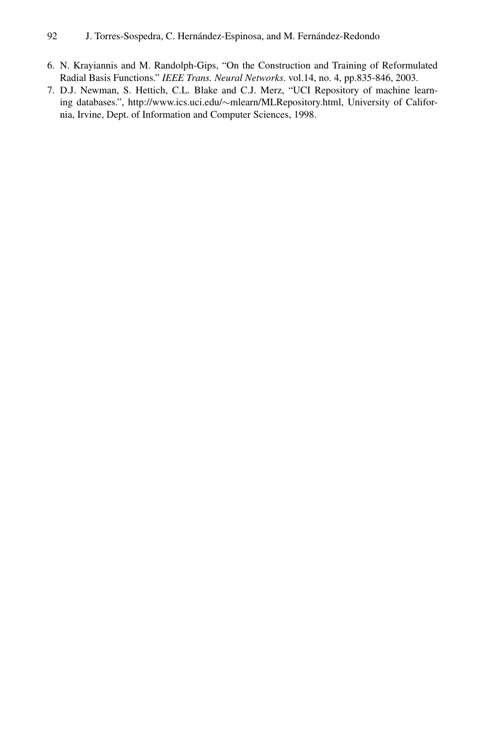6. N. Krayiannis and M. Randolph-Gips, “On the Construction and Training of Reformulated Radial Basis Functions.” *IEEE Trans. Neural Networks*. vol.14, no. 4, pp.835-846, 2003.
7. D.J. Newman, S. Hettich, C.L. Blake and C.J. Merz, “UCI Repository of machine learning databases.”, http://www.ics.uci.edu/∼mlearn/MLRepository.html, University of California, Irvine, Dept. of Information and Computer Sciences, 1998.